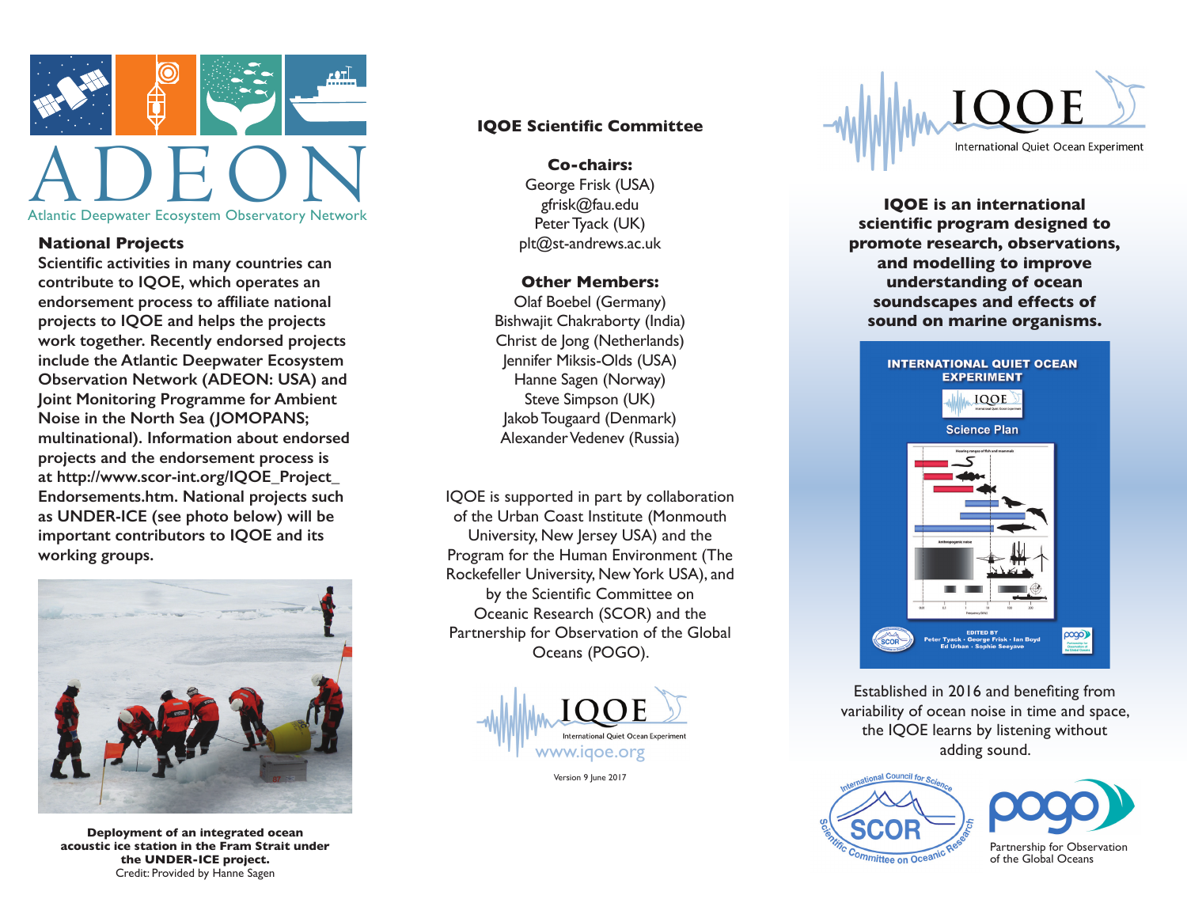ADEON

Atlantic Deepwater Ecosystem Observatory Network

**National Projects**

**Scientific activities in many countries can contribute to IQOE, which operates an endorsement process to affiliate national projects to IQOE and helps the projects work together. Recently endorsed projects include the Atlantic Deepwater Ecosystem Observation Network (ADEON: USA) and Joint Monitoring Programme for Ambient Noise in the North Sea (JOMOPANS; multinational). Information about endorsed projects and the endorsement process is at http://www.scor-int.org/IQOE_Project_Endorsements.htm. National projects such as UNDER-ICE (see photo below) will be important contributors to IQOE and its working groups.**

**Deployment of an integrated ocean acoustic ice station in the Fram Strait under the UNDER-ICE project.**
Credit: Provided by Hanne Sagen

## IQOE Scientific Committee

**Co-chairs:**
George Frisk (USA)
gfrisk@fau.edu
Peter Tyack (UK)
plt@st-andrews.ac.uk

**Other Members:**
Olaf Boebel (Germany)
Bishwajit Chakraborty (India)
Christ de Jong (Netherlands)
Jennifer Miksis-Olds (USA)
Hanne Sagen (Norway)
Steve Simpson (UK)
Jakob Tougaard (Denmark)
Alexander Vedenev (Russia)

IQOE is supported in part by collaboration of the Urban Coast Institute (Monmouth University, New Jersey USA) and the Program for the Human Environment (The Rockefeller University, New York USA), and by the Scientific Committee on Oceanic Research (SCOR) and the Partnership for Observation of the Global Oceans (POGO).

IQOE
International Quiet Ocean Experiment
www.iqoe.org

Version 9 June 2017

# IQOE

International Quiet Ocean Experiment

**IQOE is an international scientific program designed to promote research, observations, and modelling to improve understanding of ocean soundscapes and effects of sound on marine organisms.**

INTERNATIONAL QUIET OCEAN EXPERIMENT
Science Plan
EDITED BY Peter Tyack • George Frisk • Ian Boyd • Ed Urban • Sophie Seeyave

Established in 2016 and benefiting from variability of ocean noise in time and space, the IQOE learns by listening without adding sound.

International Council for Science — SCOR — Scientific Committee on Oceanic Research

pogo — Partnership for Observation of the Global Oceans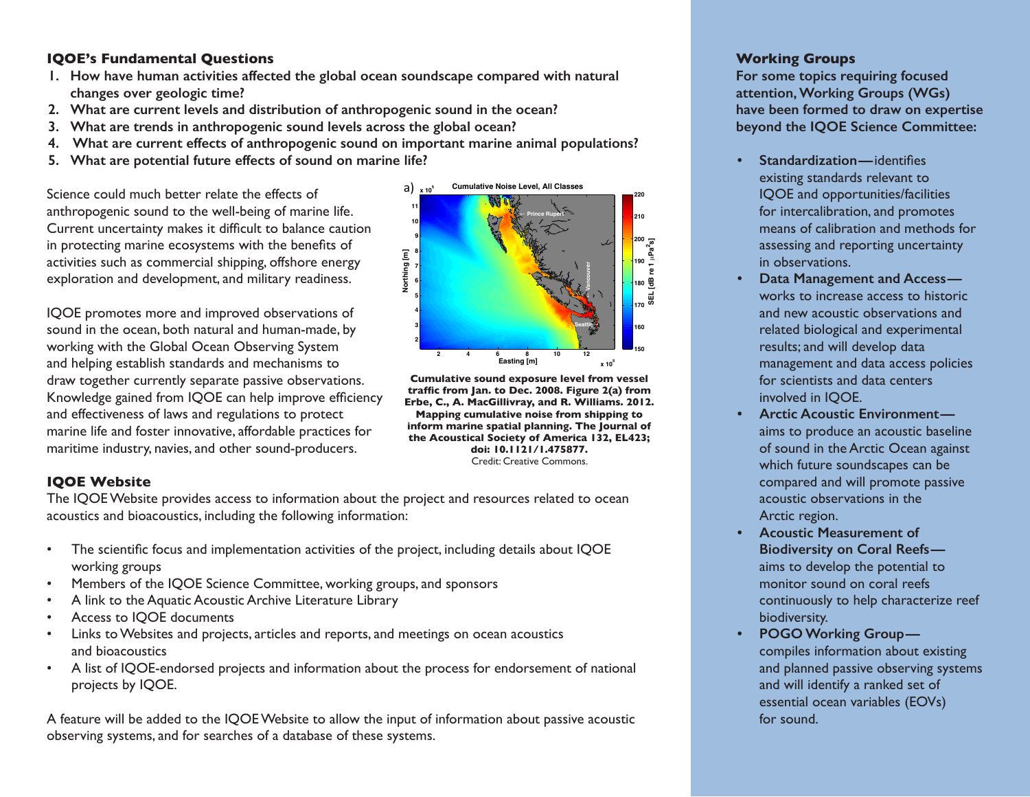### IQOE's Fundamental Questions

1. How have human activities affected the global ocean soundscape compared with natural changes over geologic time?
2. What are current levels and distribution of anthropogenic sound in the ocean?
3. What are trends in anthropogenic sound levels across the global ocean?
4. What are current effects of anthropogenic sound on important marine animal populations?
5. What are potential future effects of sound on marine life?

Science could much better relate the effects of anthropogenic sound to the well-being of marine life. Current uncertainty makes it difficult to balance caution in protecting marine ecosystems with the benefits of activities such as commercial shipping, offshore energy exploration and development, and military readiness.

IQOE promotes more and improved observations of sound in the ocean, both natural and human-made, by working with the Global Ocean Observing System and helping establish standards and mechanisms to draw together currently separate passive observations. Knowledge gained from IQOE can help improve efficiency and effectiveness of laws and regulations to protect marine life and foster innovative, affordable practices for maritime industry, navies, and other sound-producers.

a) Cumulative Noise Level, All Classes

x $10^5$

Northing [m]

11
10
9
8
7
6
5
4
3
2

Prince Rupert

Vancouver

Seattle

2 4 6 8 10 12

Easting [m]

x $10^5$

SEL [dB re 1 $\mu Pa^2 s$]

220
210
200
190
180
170
160
150

**Cumulative sound exposure level from vessel traffic from Jan. to Dec. 2008. Figure 2(a) from Erbe, C., A. MacGillivray, and R. Williams. 2012. Mapping cumulative noise from shipping to inform marine spatial planning. The Journal of the Acoustical Society of America 132, EL423; doi: 10.1121/1.475877.**
Credit: Creative Commons.

### IQOE Website

The IQOE Website provides access to information about the project and resources related to ocean acoustics and bioacoustics, including the following information:

- The scientific focus and implementation activities of the project, including details about IQOE working groups
- Members of the IQOE Science Committee, working groups, and sponsors
- A link to the Aquatic Acoustic Archive Literature Library
- Access to IQOE documents
- Links to Websites and projects, articles and reports, and meetings on ocean acoustics and bioacoustics
- A list of IQOE-endorsed projects and information about the process for endorsement of national projects by IQOE.

A feature will be added to the IQOE Website to allow the input of information about passive acoustic observing systems, and for searches of a database of these systems.

### Working Groups

**For some topics requiring focused attention, Working Groups (WGs) have been formed to draw on expertise beyond the IQOE Science Committee:**

- **Standardization—**identifies existing standards relevant to IQOE and opportunities/facilities for intercalibration, and promotes means of calibration and methods for assessing and reporting uncertainty in observations.
- **Data Management and Access—**works to increase access to historic and new acoustic observations and related biological and experimental results; and will develop data management and data access policies for scientists and data centers involved in IQOE.
- **Arctic Acoustic Environment—**aims to produce an acoustic baseline of sound in the Arctic Ocean against which future soundscapes can be compared and will promote passive acoustic observations in the Arctic region.
- **Acoustic Measurement of Biodiversity on Coral Reefs—**aims to develop the potential to monitor sound on coral reefs continuously to help characterize reef biodiversity.
- **POGO Working Group—**compiles information about existing and planned passive observing systems and will identify a ranked set of essential ocean variables (EOVs) for sound.